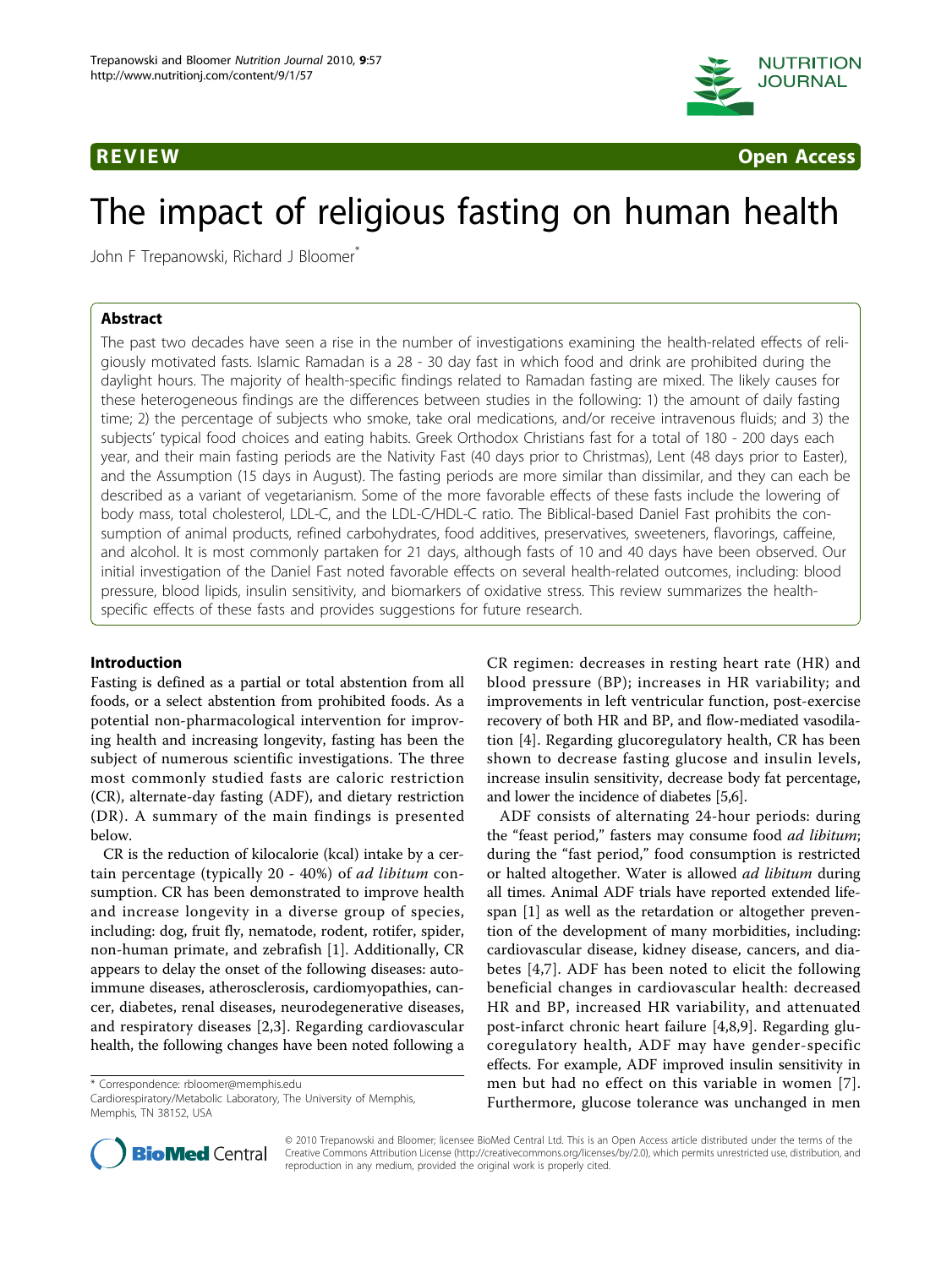REVIEW Open Access

# The impact of religious fasting on human health

John F Trepanowski, Richard J Bloomer*

## Abstract

The past two decades have seen a rise in the number of investigations examining the health-related effects of religiously motivated fasts. Islamic Ramadan is a 28 - 30 day fast in which food and drink are prohibited during the daylight hours. The majority of health-specific findings related to Ramadan fasting are mixed. The likely causes for these heterogeneous findings are the differences between studies in the following: 1) the amount of daily fasting time; 2) the percentage of subjects who smoke, take oral medications, and/or receive intravenous fluids; and 3) the subjects' typical food choices and eating habits. Greek Orthodox Christians fast for a total of 180 - 200 days each year, and their main fasting periods are the Nativity Fast (40 days prior to Christmas), Lent (48 days prior to Easter), and the Assumption (15 days in August). The fasting periods are more similar than dissimilar, and they can each be described as a variant of vegetarianism. Some of the more favorable effects of these fasts include the lowering of body mass, total cholesterol, LDL-C, and the LDL-C/HDL-C ratio. The Biblical-based Daniel Fast prohibits the consumption of animal products, refined carbohydrates, food additives, preservatives, sweeteners, flavorings, caffeine, and alcohol. It is most commonly partaken for 21 days, although fasts of 10 and 40 days have been observed. Our initial investigation of the Daniel Fast noted favorable effects on several health-related outcomes, including: blood pressure, blood lipids, insulin sensitivity, and biomarkers of oxidative stress. This review summarizes the health-specific effects of these fasts and provides suggestions for future research.

## Introduction

Fasting is defined as a partial or total abstention from all foods, or a select abstention from prohibited foods. As a potential non-pharmacological intervention for improving health and increasing longevity, fasting has been the subject of numerous scientific investigations. The three most commonly studied fasts are caloric restriction (CR), alternate-day fasting (ADF), and dietary restriction (DR). A summary of the main findings is presented below.

CR is the reduction of kilocalorie (kcal) intake by a certain percentage (typically 20 - 40%) of *ad libitum* consumption. CR has been demonstrated to improve health and increase longevity in a diverse group of species, including: dog, fruit fly, nematode, rodent, rotifer, spider, non-human primate, and zebrafish [1]. Additionally, CR appears to delay the onset of the following diseases: autoimmune diseases, atherosclerosis, cardiomyopathies, cancer, diabetes, renal diseases, neurodegenerative diseases, and respiratory diseases [2,3]. Regarding cardiovascular health, the following changes have been noted following a CR regimen: decreases in resting heart rate (HR) and blood pressure (BP); increases in HR variability; and improvements in left ventricular function, post-exercise recovery of both HR and BP, and flow-mediated vasodilation [4]. Regarding glucoregulatory health, CR has been shown to decrease fasting glucose and insulin levels, increase insulin sensitivity, decrease body fat percentage, and lower the incidence of diabetes [5,6].

ADF consists of alternating 24-hour periods: during the "feast period," fasters may consume food *ad libitum*; during the "fast period," food consumption is restricted or halted altogether. Water is allowed *ad libitum* during all times. Animal ADF trials have reported extended lifespan [1] as well as the retardation or altogether prevention of the development of many morbidities, including: cardiovascular disease, kidney disease, cancers, and diabetes [4,7]. ADF has been noted to elicit the following beneficial changes in cardiovascular health: decreased HR and BP, increased HR variability, and attenuated post-infarct chronic heart failure [4,8,9]. Regarding glucoregulatory health, ADF may have gender-specific effects. For example, ADF improved insulin sensitivity in men but had no effect on this variable in women [7]. Furthermore, glucose tolerance was unchanged in men

* Correspondence: rbloomer@memphis.edu
Cardiorespiratory/Metabolic Laboratory, The University of Memphis, Memphis, TN 38152, USA

© 2010 Trepanowski and Bloomer; licensee BioMed Central Ltd. This is an Open Access article distributed under the terms of the Creative Commons Attribution License (http://creativecommons.org/licenses/by/2.0), which permits unrestricted use, distribution, and reproduction in any medium, provided the original work is properly cited.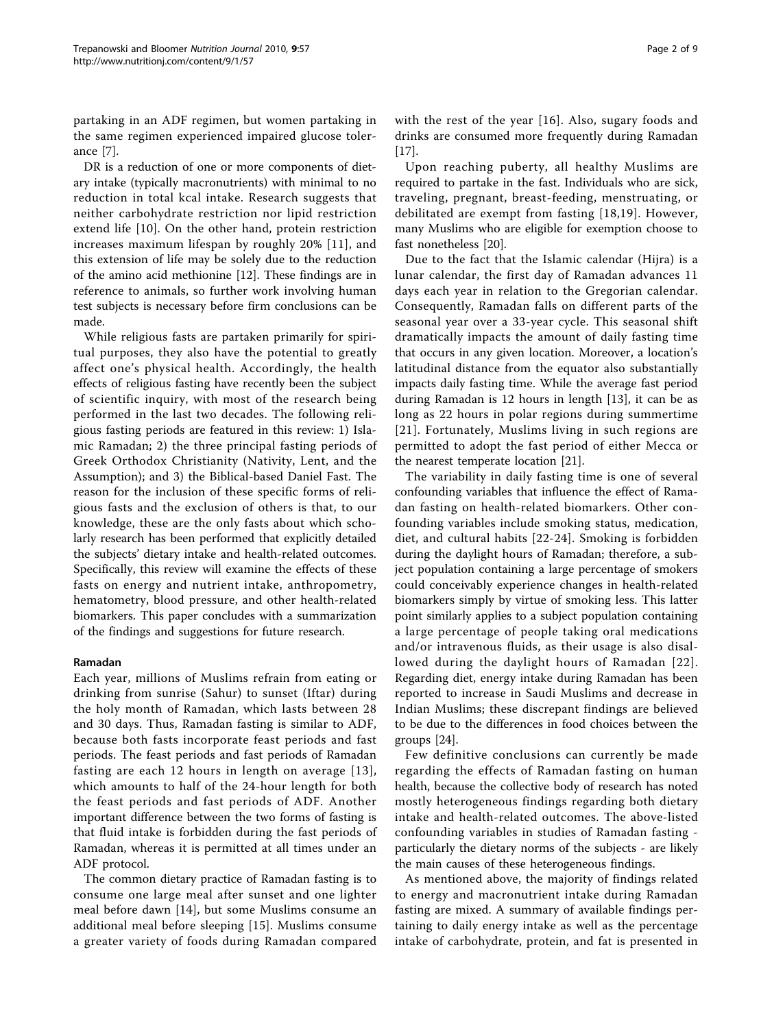partaking in an ADF regimen, but women partaking in the same regimen experienced impaired glucose tolerance [7].

DR is a reduction of one or more components of dietary intake (typically macronutrients) with minimal to no reduction in total kcal intake. Research suggests that neither carbohydrate restriction nor lipid restriction extend life [10]. On the other hand, protein restriction increases maximum lifespan by roughly 20% [11], and this extension of life may be solely due to the reduction of the amino acid methionine [12]. These findings are in reference to animals, so further work involving human test subjects is necessary before firm conclusions can be made.

While religious fasts are partaken primarily for spiritual purposes, they also have the potential to greatly affect one's physical health. Accordingly, the health effects of religious fasting have recently been the subject of scientific inquiry, with most of the research being performed in the last two decades. The following religious fasting periods are featured in this review: 1) Islamic Ramadan; 2) the three principal fasting periods of Greek Orthodox Christianity (Nativity, Lent, and the Assumption); and 3) the Biblical-based Daniel Fast. The reason for the inclusion of these specific forms of religious fasts and the exclusion of others is that, to our knowledge, these are the only fasts about which scholarly research has been performed that explicitly detailed the subjects' dietary intake and health-related outcomes. Specifically, this review will examine the effects of these fasts on energy and nutrient intake, anthropometry, hematometry, blood pressure, and other health-related biomarkers. This paper concludes with a summarization of the findings and suggestions for future research.

## Ramadan

Each year, millions of Muslims refrain from eating or drinking from sunrise (Sahur) to sunset (Iftar) during the holy month of Ramadan, which lasts between 28 and 30 days. Thus, Ramadan fasting is similar to ADF, because both fasts incorporate feast periods and fast periods. The feast periods and fast periods of Ramadan fasting are each 12 hours in length on average [13], which amounts to half of the 24-hour length for both the feast periods and fast periods of ADF. Another important difference between the two forms of fasting is that fluid intake is forbidden during the fast periods of Ramadan, whereas it is permitted at all times under an ADF protocol.

The common dietary practice of Ramadan fasting is to consume one large meal after sunset and one lighter meal before dawn [14], but some Muslims consume an additional meal before sleeping [15]. Muslims consume a greater variety of foods during Ramadan compared with the rest of the year [16]. Also, sugary foods and drinks are consumed more frequently during Ramadan [17].

Upon reaching puberty, all healthy Muslims are required to partake in the fast. Individuals who are sick, traveling, pregnant, breast-feeding, menstruating, or debilitated are exempt from fasting [18,19]. However, many Muslims who are eligible for exemption choose to fast nonetheless [20].

Due to the fact that the Islamic calendar (Hijra) is a lunar calendar, the first day of Ramadan advances 11 days each year in relation to the Gregorian calendar. Consequently, Ramadan falls on different parts of the seasonal year over a 33-year cycle. This seasonal shift dramatically impacts the amount of daily fasting time that occurs in any given location. Moreover, a location's latitudinal distance from the equator also substantially impacts daily fasting time. While the average fast period during Ramadan is 12 hours in length [13], it can be as long as 22 hours in polar regions during summertime [21]. Fortunately, Muslims living in such regions are permitted to adopt the fast period of either Mecca or the nearest temperate location [21].

The variability in daily fasting time is one of several confounding variables that influence the effect of Ramadan fasting on health-related biomarkers. Other confounding variables include smoking status, medication, diet, and cultural habits [22-24]. Smoking is forbidden during the daylight hours of Ramadan; therefore, a subject population containing a large percentage of smokers could conceivably experience changes in health-related biomarkers simply by virtue of smoking less. This latter point similarly applies to a subject population containing a large percentage of people taking oral medications and/or intravenous fluids, as their usage is also disallowed during the daylight hours of Ramadan [22]. Regarding diet, energy intake during Ramadan has been reported to increase in Saudi Muslims and decrease in Indian Muslims; these discrepant findings are believed to be due to the differences in food choices between the groups [24].

Few definitive conclusions can currently be made regarding the effects of Ramadan fasting on human health, because the collective body of research has noted mostly heterogeneous findings regarding both dietary intake and health-related outcomes. The above-listed confounding variables in studies of Ramadan fasting - particularly the dietary norms of the subjects - are likely the main causes of these heterogeneous findings.

As mentioned above, the majority of findings related to energy and macronutrient intake during Ramadan fasting are mixed. A summary of available findings pertaining to daily energy intake as well as the percentage intake of carbohydrate, protein, and fat is presented in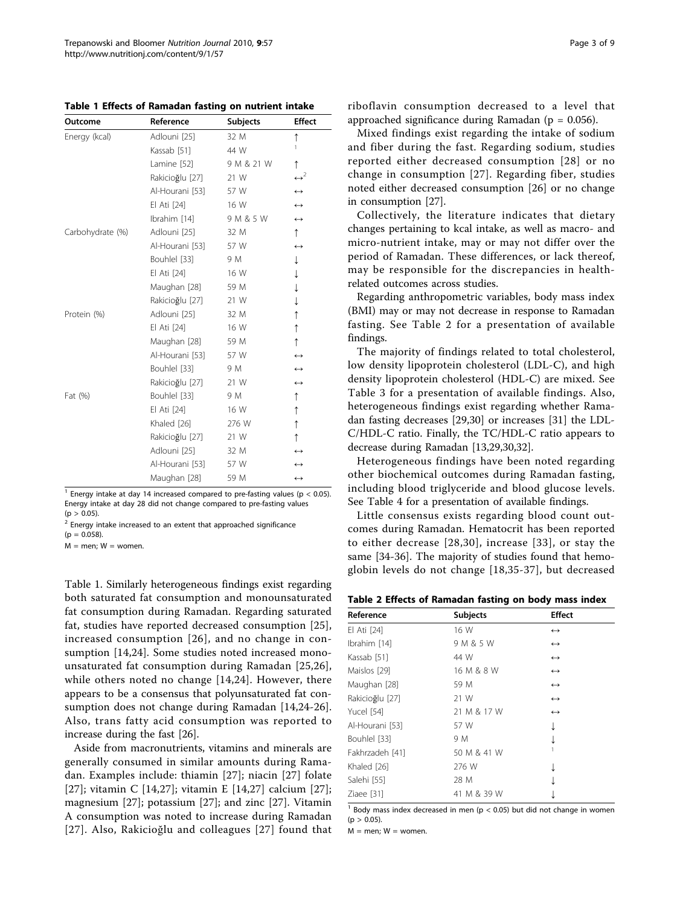**Table 1 Effects of Ramadan fasting on nutrient intake**

| Outcome | Reference | Subjects | Effect |
|---|---|---|---|
| Energy (kcal) | Adlouni [25] | 32 M | ↑ |
| | Kassab [51] | 44 W | [1] |
| | Lamine [52] | 9 M & 21 W | ↑ |
| | Rakicioğlu [27] | 21 W | ↔ [2] |
| | Al-Hourani [53] | 57 W | ↔ |
| | El Ati [24] | 16 W | ↔ |
| | Ibrahim [14] | 9 M & 5 W | ↔ |
| Carbohydrate (%) | Adlouni [25] | 32 M | ↑ |
| | Al-Hourani [53] | 57 W | ↔ |
| | Bouhlel [33] | 9 M | ↓ |
| | El Ati [24] | 16 W | ↓ |
| | Maughan [28] | 59 M | ↓ |
| | Rakicioğlu [27] | 21 W | ↓ |
| Protein (%) | Adlouni [25] | 32 M | ↑ |
| | El Ati [24] | 16 W | ↑ |
| | Maughan [28] | 59 M | ↑ |
| | Al-Hourani [53] | 57 W | ↔ |
| | Bouhlel [33] | 9 M | ↔ |
| | Rakicioğlu [27] | 21 W | ↔ |
| Fat (%) | Bouhlel [33] | 9 M | ↑ |
| | El Ati [24] | 16 W | ↑ |
| | Khaled [26] | 276 W | ↑ |
| | Rakicioğlu [27] | 21 W | ↑ |
| | Adlouni [25] | 32 M | ↔ |
| | Al-Hourani [53] | 57 W | ↔ |
| | Maughan [28] | 59 M | ↔ |

[1] Energy intake at day 14 increased compared to pre-fasting values ($p < 0.05$). Energy intake at day 28 did not change compared to pre-fasting values ($p > 0.05$).

[2] Energy intake increased to an extent that approached significance ($p = 0.058$).

M = men; W = women.

Table 1. Similarly heterogeneous findings exist regarding both saturated fat consumption and monounsaturated fat consumption during Ramadan. Regarding saturated fat, studies have reported decreased consumption [25], increased consumption [26], and no change in consumption [14,24]. Some studies noted increased monounsaturated fat consumption during Ramadan [25,26], while others noted no change [14,24]. However, there appears to be a consensus that polyunsaturated fat consumption does not change during Ramadan [14,24-26]. Also, trans fatty acid consumption was reported to increase during the fast [26].

Aside from macronutrients, vitamins and minerals are generally consumed in similar amounts during Ramadan. Examples include: thiamin [27]; niacin [27] folate [27]; vitamin C [14,27]; vitamin E [14,27] calcium [27]; magnesium [27]; potassium [27]; and zinc [27]. Vitamin A consumption was noted to increase during Ramadan [27]. Also, Rakicioğlu and colleagues [27] found that riboflavin consumption decreased to a level that approached significance during Ramadan ($p = 0.056$).

Mixed findings exist regarding the intake of sodium and fiber during the fast. Regarding sodium, studies reported either decreased consumption [28] or no change in consumption [27]. Regarding fiber, studies noted either decreased consumption [26] or no change in consumption [27].

Collectively, the literature indicates that dietary changes pertaining to kcal intake, as well as macro- and micro-nutrient intake, may or may not differ over the period of Ramadan. These differences, or lack thereof, may be responsible for the discrepancies in health-related outcomes across studies.

Regarding anthropometric variables, body mass index (BMI) may or may not decrease in response to Ramadan fasting. See Table 2 for a presentation of available findings.

The majority of findings related to total cholesterol, low density lipoprotein cholesterol (LDL-C), and high density lipoprotein cholesterol (HDL-C) are mixed. See Table 3 for a presentation of available findings. Also, heterogeneous findings exist regarding whether Ramadan fasting decreases [29,30] or increases [31] the LDL-C/HDL-C ratio. Finally, the TC/HDL-C ratio appears to decrease during Ramadan [13,29,30,32].

Heterogeneous findings have been noted regarding other biochemical outcomes during Ramadan fasting, including blood triglyceride and blood glucose levels. See Table 4 for a presentation of available findings.

Little consensus exists regarding blood count outcomes during Ramadan. Hematocrit has been reported to either decrease [28,30], increase [33], or stay the same [34-36]. The majority of studies found that hemoglobin levels do not change [18,35-37], but decreased

**Table 2 Effects of Ramadan fasting on body mass index**

| Reference | Subjects | Effect |
|---|---|---|
| El Ati [24] | 16 W | ↔ |
| Ibrahim [14] | 9 M & 5 W | ↔ |
| Kassab [51] | 44 W | ↔ |
| Maislos [29] | 16 M & 8 W | ↔ |
| Maughan [28] | 59 M | ↔ |
| Rakicioğlu [27] | 21 W | ↔ |
| Yucel [54] | 21 M & 17 W | ↔ |
| Al-Hourani [53] | 57 W | ↓ |
| Bouhlel [33] | 9 M | ↓ |
| Fakhrzadeh [41] | 50 M & 41 W | [1] |
| Khaled [26] | 276 W | ↓ |
| Salehi [55] | 28 M | ↓ |
| Ziaee [31] | 41 M & 39 W | ↓ |

[1] Body mass index decreased in men ($p < 0.05$) but did not change in women ($p > 0.05$).

M = men; W = women.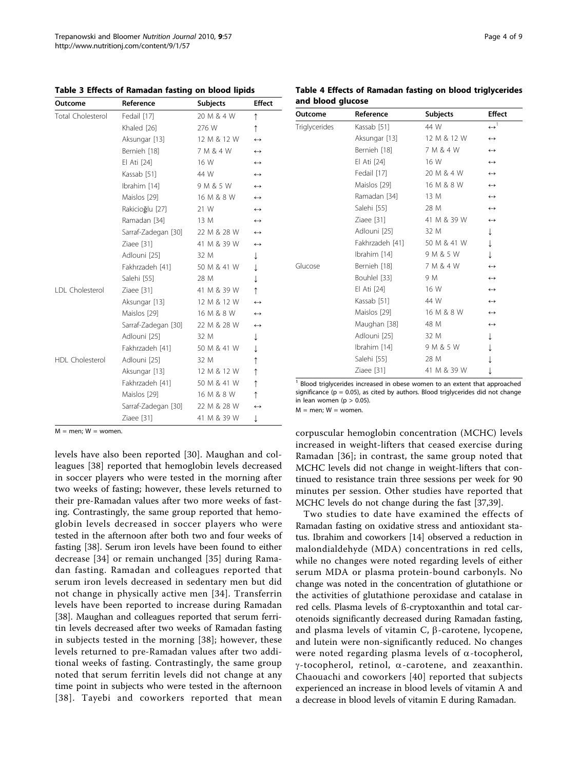**Table 3 Effects of Ramadan fasting on blood lipids**

| Outcome | Reference | Subjects | Effect |
|---|---|---|---|
| Total Cholesterol | Fedail [17] | 20 M & 4 W | ↑ |
| | Khaled [26] | 276 W | ↑ |
| | Aksungar [13] | 12 M & 12 W | ↔ |
| | Bernieh [18] | 7 M & 4 W | ↔ |
| | El Ati [24] | 16 W | ↔ |
| | Kassab [51] | 44 W | ↔ |
| | Ibrahim [14] | 9 M & 5 W | ↔ |
| | Maislos [29] | 16 M & 8 W | ↔ |
| | Rakicioğlu [27] | 21 W | ↔ |
| | Ramadan [34] | 13 M | ↔ |
| | Sarraf-Zadegan [30] | 22 M & 28 W | ↔ |
| | Ziaee [31] | 41 M & 39 W | ↔ |
| | Adlouni [25] | 32 M | ↓ |
| | Fakhrzadeh [41] | 50 M & 41 W | ↓ |
| | Salehi [55] | 28 M | ↓ |
| LDL Cholesterol | Ziaee [31] | 41 M & 39 W | ↑ |
| | Aksungar [13] | 12 M & 12 W | ↔ |
| | Maislos [29] | 16 M & 8 W | ↔ |
| | Sarraf-Zadegan [30] | 22 M & 28 W | ↔ |
| | Adlouni [25] | 32 M | ↓ |
| | Fakhrzadeh [41] | 50 M & 41 W | ↓ |
| HDL Cholesterol | Adlouni [25] | 32 M | ↑ |
| | Aksungar [13] | 12 M & 12 W | ↑ |
| | Fakhrzadeh [41] | 50 M & 41 W | ↑ |
| | Maislos [29] | 16 M & 8 W | ↑ |
| | Sarraf-Zadegan [30] | 22 M & 28 W | ↔ |
| | Ziaee [31] | 41 M & 39 W | ↓ |

M = men; W = women.

**Table 4 Effects of Ramadan fasting on blood triglycerides and blood glucose**

| Outcome | Reference | Subjects | Effect |
|---|---|---|---|
| Triglycerides | Kassab [51] | 44 W | ↔[1] |
| | Aksungar [13] | 12 M & 12 W | ↔ |
| | Bernieh [18] | 7 M & 4 W | ↔ |
| | El Ati [24] | 16 W | ↔ |
| | Fedail [17] | 20 M & 4 W | ↔ |
| | Maislos [29] | 16 M & 8 W | ↔ |
| | Ramadan [34] | 13 M | ↔ |
| | Salehi [55] | 28 M | ↔ |
| | Ziaee [31] | 41 M & 39 W | ↔ |
| | Adlouni [25] | 32 M | ↓ |
| | Fakhrzadeh [41] | 50 M & 41 W | ↓ |
| | Ibrahim [14] | 9 M & 5 W | ↓ |
| Glucose | Bernieh [18] | 7 M & 4 W | ↔ |
| | Bouhlel [33] | 9 M | ↔ |
| | El Ati [24] | 16 W | ↔ |
| | Kassab [51] | 44 W | ↔ |
| | Maislos [29] | 16 M & 8 W | ↔ |
| | Maughan [38] | 48 M | ↔ |
| | Adlouni [25] | 32 M | ↓ |
| | Ibrahim [14] | 9 M & 5 W | ↓ |
| | Salehi [55] | 28 M | ↓ |
| | Ziaee [31] | 41 M & 39 W | ↓ |

[1] Blood triglycerides increased in obese women to an extent that approached significance ($p = 0.05$), as cited by authors. Blood triglycerides did not change in lean women ($p > 0.05$).

M = men; W = women.

levels have also been reported [30]. Maughan and colleagues [38] reported that hemoglobin levels decreased in soccer players who were tested in the morning after two weeks of fasting; however, these levels returned to their pre-Ramadan values after two more weeks of fasting. Contrastingly, the same group reported that hemoglobin levels decreased in soccer players who were tested in the afternoon after both two and four weeks of fasting [38]. Serum iron levels have been found to either decrease [34] or remain unchanged [35] during Ramadan fasting. Ramadan and colleagues reported that serum iron levels decreased in sedentary men but did not change in physically active men [34]. Transferrin levels have been reported to increase during Ramadan [38]. Maughan and colleagues reported that serum ferritin levels decreased after two weeks of Ramadan fasting in subjects tested in the morning [38]; however, these levels returned to pre-Ramadan values after two additional weeks of fasting. Contrastingly, the same group noted that serum ferritin levels did not change at any time point in subjects who were tested in the afternoon [38]. Tayebi and coworkers reported that mean corpuscular hemoglobin concentration (MCHC) levels increased in weight-lifters that ceased exercise during Ramadan [36]; in contrast, the same group noted that MCHC levels did not change in weight-lifters that continued to resistance train three sessions per week for 90 minutes per session. Other studies have reported that MCHC levels do not change during the fast [37,39].

Two studies to date have examined the effects of Ramadan fasting on oxidative stress and antioxidant status. Ibrahim and coworkers [14] observed a reduction in malondialdehyde (MDA) concentrations in red cells, while no changes were noted regarding levels of either serum MDA or plasma protein-bound carbonyls. No change was noted in the concentration of glutathione or the activities of glutathione peroxidase and catalase in red cells. Plasma levels of ß-cryptoxanthin and total carotenoids significantly decreased during Ramadan fasting, and plasma levels of vitamin C, β-carotene, lycopene, and lutein were non-significantly reduced. No changes were noted regarding plasma levels of α-tocopherol, γ-tocopherol, retinol, α-carotene, and zeaxanthin. Chaouachi and coworkers [40] reported that subjects experienced an increase in blood levels of vitamin A and a decrease in blood levels of vitamin E during Ramadan.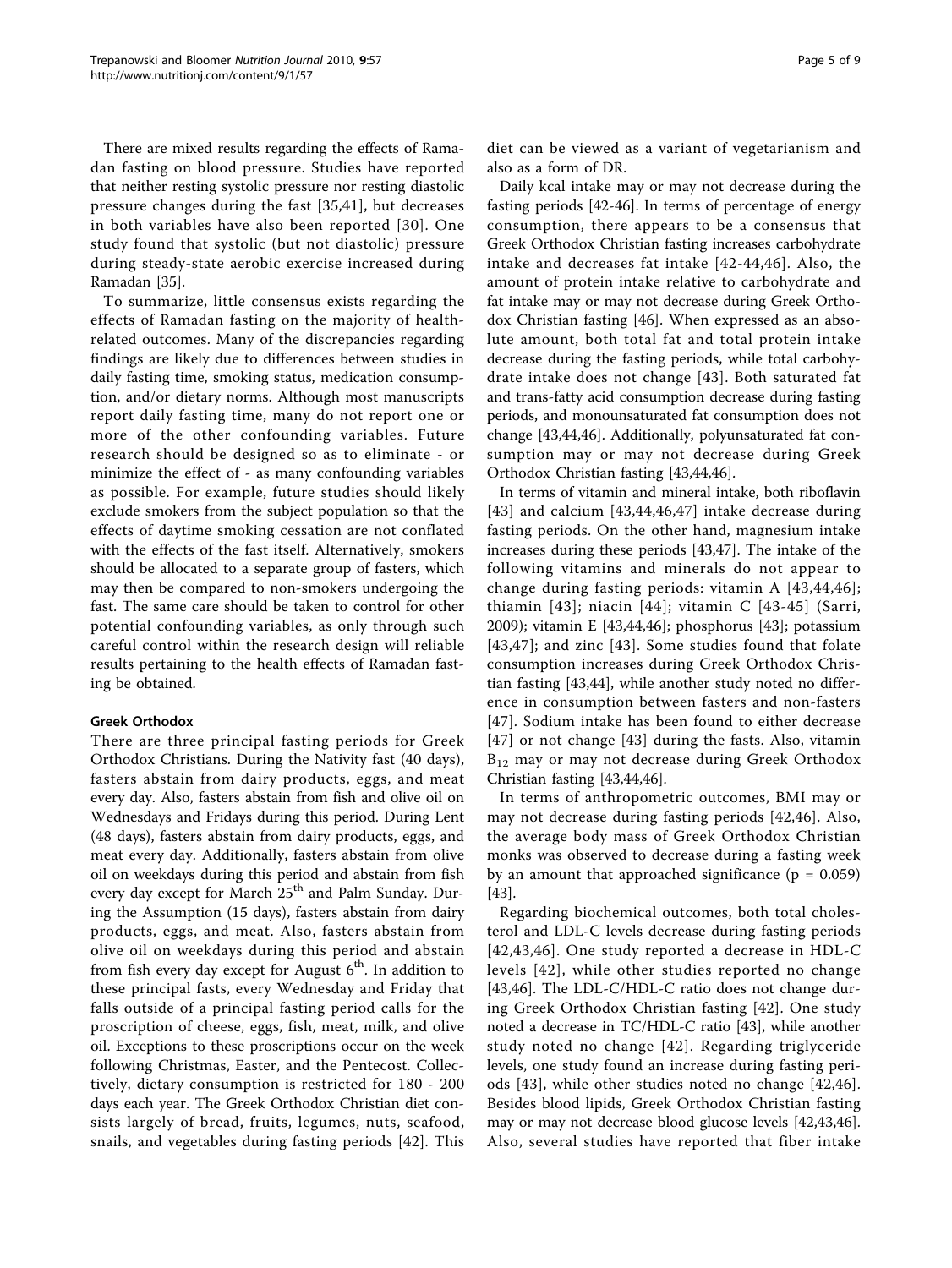There are mixed results regarding the effects of Ramadan fasting on blood pressure. Studies have reported that neither resting systolic pressure nor resting diastolic pressure changes during the fast [35,41], but decreases in both variables have also been reported [30]. One study found that systolic (but not diastolic) pressure during steady-state aerobic exercise increased during Ramadan [35].

To summarize, little consensus exists regarding the effects of Ramadan fasting on the majority of health-related outcomes. Many of the discrepancies regarding findings are likely due to differences between studies in daily fasting time, smoking status, medication consumption, and/or dietary norms. Although most manuscripts report daily fasting time, many do not report one or more of the other confounding variables. Future research should be designed so as to eliminate - or minimize the effect of - as many confounding variables as possible. For example, future studies should likely exclude smokers from the subject population so that the effects of daytime smoking cessation are not conflated with the effects of the fast itself. Alternatively, smokers should be allocated to a separate group of fasters, which may then be compared to non-smokers undergoing the fast. The same care should be taken to control for other potential confounding variables, as only through such careful control within the research design will reliable results pertaining to the health effects of Ramadan fasting be obtained.

### Greek Orthodox

There are three principal fasting periods for Greek Orthodox Christians. During the Nativity fast (40 days), fasters abstain from dairy products, eggs, and meat every day. Also, fasters abstain from fish and olive oil on Wednesdays and Fridays during this period. During Lent (48 days), fasters abstain from dairy products, eggs, and meat every day. Additionally, fasters abstain from olive oil on weekdays during this period and abstain from fish every day except for March 25th and Palm Sunday. During the Assumption (15 days), fasters abstain from dairy products, eggs, and meat. Also, fasters abstain from olive oil on weekdays during this period and abstain from fish every day except for August 6th. In addition to these principal fasts, every Wednesday and Friday that falls outside of a principal fasting period calls for the proscription of cheese, eggs, fish, meat, milk, and olive oil. Exceptions to these proscriptions occur on the week following Christmas, Easter, and the Pentecost. Collectively, dietary consumption is restricted for 180 - 200 days each year. The Greek Orthodox Christian diet consists largely of bread, fruits, legumes, nuts, seafood, snails, and vegetables during fasting periods [42]. This diet can be viewed as a variant of vegetarianism and also as a form of DR.

Daily kcal intake may or may not decrease during the fasting periods [42-46]. In terms of percentage of energy consumption, there appears to be a consensus that Greek Orthodox Christian fasting increases carbohydrate intake and decreases fat intake [42-44,46]. Also, the amount of protein intake relative to carbohydrate and fat intake may or may not decrease during Greek Orthodox Christian fasting [46]. When expressed as an absolute amount, both total fat and total protein intake decrease during the fasting periods, while total carbohydrate intake does not change [43]. Both saturated fat and trans-fatty acid consumption decrease during fasting periods, and monounsaturated fat consumption does not change [43,44,46]. Additionally, polyunsaturated fat consumption may or may not decrease during Greek Orthodox Christian fasting [43,44,46].

In terms of vitamin and mineral intake, both riboflavin [43] and calcium [43,44,46,47] intake decrease during fasting periods. On the other hand, magnesium intake increases during these periods [43,47]. The intake of the following vitamins and minerals do not appear to change during fasting periods: vitamin A [43,44,46]; thiamin [43]; niacin [44]; vitamin C [43-45] (Sarri, 2009); vitamin E [43,44,46]; phosphorus [43]; potassium [43,47]; and zinc [43]. Some studies found that folate consumption increases during Greek Orthodox Christian fasting [43,44], while another study noted no difference in consumption between fasters and non-fasters [47]. Sodium intake has been found to either decrease [47] or not change [43] during the fasts. Also, vitamin $B_{12}$ may or may not decrease during Greek Orthodox Christian fasting [43,44,46].

In terms of anthropometric outcomes, BMI may or may not decrease during fasting periods [42,46]. Also, the average body mass of Greek Orthodox Christian monks was observed to decrease during a fasting week by an amount that approached significance ($p = 0.059$) [43].

Regarding biochemical outcomes, both total cholesterol and LDL-C levels decrease during fasting periods [42,43,46]. One study reported a decrease in HDL-C levels [42], while other studies reported no change [43,46]. The LDL-C/HDL-C ratio does not change during Greek Orthodox Christian fasting [42]. One study noted a decrease in TC/HDL-C ratio [43], while another study noted no change [42]. Regarding triglyceride levels, one study found an increase during fasting periods [43], while other studies noted no change [42,46]. Besides blood lipids, Greek Orthodox Christian fasting may or may not decrease blood glucose levels [42,43,46]. Also, several studies have reported that fiber intake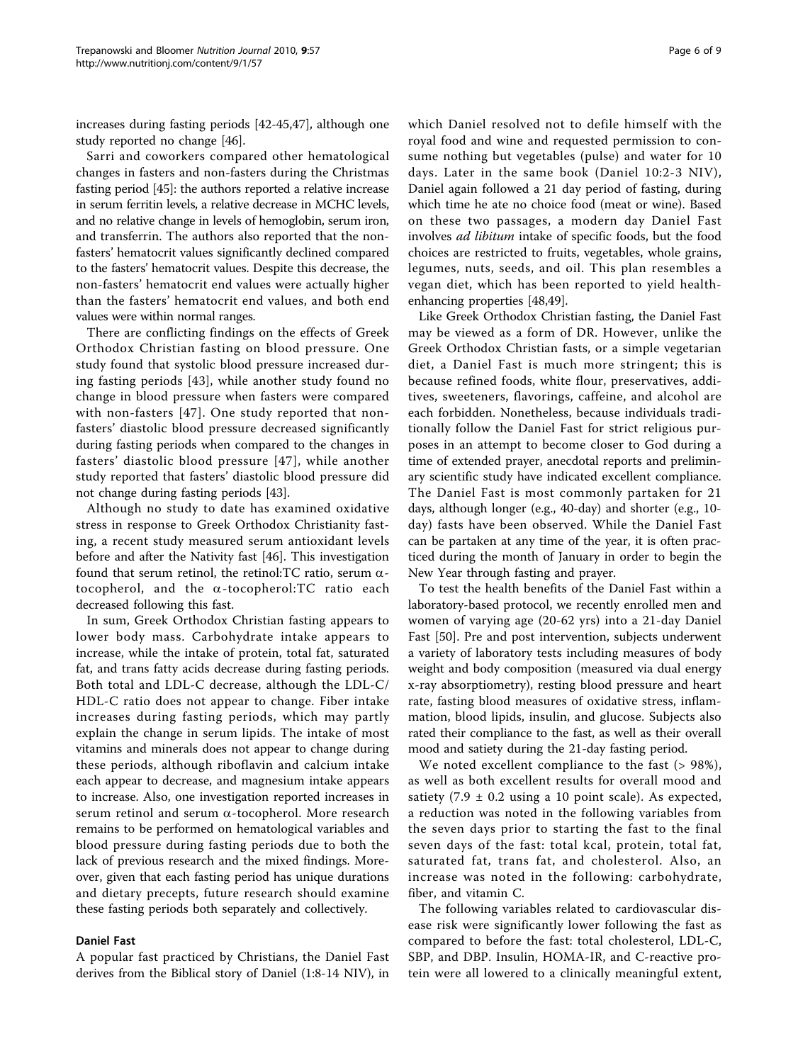increases during fasting periods [42-45,47], although one study reported no change [46].

Sarri and coworkers compared other hematological changes in fasters and non-fasters during the Christmas fasting period [45]: the authors reported a relative increase in serum ferritin levels, a relative decrease in MCHC levels, and no relative change in levels of hemoglobin, serum iron, and transferrin. The authors also reported that the non-fasters' hematocrit values significantly declined compared to the fasters' hematocrit values. Despite this decrease, the non-fasters' hematocrit end values were actually higher than the fasters' hematocrit end values, and both end values were within normal ranges.

There are conflicting findings on the effects of Greek Orthodox Christian fasting on blood pressure. One study found that systolic blood pressure increased during fasting periods [43], while another study found no change in blood pressure when fasters were compared with non-fasters [47]. One study reported that non-fasters' diastolic blood pressure decreased significantly during fasting periods when compared to the changes in fasters' diastolic blood pressure [47], while another study reported that fasters' diastolic blood pressure did not change during fasting periods [43].

Although no study to date has examined oxidative stress in response to Greek Orthodox Christianity fasting, a recent study measured serum antioxidant levels before and after the Nativity fast [46]. This investigation found that serum retinol, the retinol:TC ratio, serum $\alpha$-tocopherol, and the $\alpha$-tocopherol:TC ratio each decreased following this fast.

In sum, Greek Orthodox Christian fasting appears to lower body mass. Carbohydrate intake appears to increase, while the intake of protein, total fat, saturated fat, and trans fatty acids decrease during fasting periods. Both total and LDL-C decrease, although the LDL-C/HDL-C ratio does not appear to change. Fiber intake increases during fasting periods, which may partly explain the change in serum lipids. The intake of most vitamins and minerals does not appear to change during these periods, although riboflavin and calcium intake each appear to decrease, and magnesium intake appears to increase. Also, one investigation reported increases in serum retinol and serum $\alpha$-tocopherol. More research remains to be performed on hematological variables and blood pressure during fasting periods due to both the lack of previous research and the mixed findings. Moreover, given that each fasting period has unique durations and dietary precepts, future research should examine these fasting periods both separately and collectively.

### Daniel Fast

A popular fast practiced by Christians, the Daniel Fast derives from the Biblical story of Daniel (1:8-14 NIV), in which Daniel resolved not to defile himself with the royal food and wine and requested permission to consume nothing but vegetables (pulse) and water for 10 days. Later in the same book (Daniel 10:2-3 NIV), Daniel again followed a 21 day period of fasting, during which time he ate no choice food (meat or wine). Based on these two passages, a modern day Daniel Fast involves *ad libitum* intake of specific foods, but the food choices are restricted to fruits, vegetables, whole grains, legumes, nuts, seeds, and oil. This plan resembles a vegan diet, which has been reported to yield health-enhancing properties [48,49].

Like Greek Orthodox Christian fasting, the Daniel Fast may be viewed as a form of DR. However, unlike the Greek Orthodox Christian fasts, or a simple vegetarian diet, a Daniel Fast is much more stringent; this is because refined foods, white flour, preservatives, additives, sweeteners, flavorings, caffeine, and alcohol are each forbidden. Nonetheless, because individuals traditionally follow the Daniel Fast for strict religious purposes in an attempt to become closer to God during a time of extended prayer, anecdotal reports and preliminary scientific study have indicated excellent compliance. The Daniel Fast is most commonly partaken for 21 days, although longer (e.g., 40-day) and shorter (e.g., 10-day) fasts have been observed. While the Daniel Fast can be partaken at any time of the year, it is often practiced during the month of January in order to begin the New Year through fasting and prayer.

To test the health benefits of the Daniel Fast within a laboratory-based protocol, we recently enrolled men and women of varying age (20-62 yrs) into a 21-day Daniel Fast [50]. Pre and post intervention, subjects underwent a variety of laboratory tests including measures of body weight and body composition (measured via dual energy x-ray absorptiometry), resting blood pressure and heart rate, fasting blood measures of oxidative stress, inflammation, blood lipids, insulin, and glucose. Subjects also rated their compliance to the fast, as well as their overall mood and satiety during the 21-day fasting period.

We noted excellent compliance to the fast (> 98%), as well as both excellent results for overall mood and satiety ($7.9 \pm 0.2$ using a 10 point scale). As expected, a reduction was noted in the following variables from the seven days prior to starting the fast to the final seven days of the fast: total kcal, protein, total fat, saturated fat, trans fat, and cholesterol. Also, an increase was noted in the following: carbohydrate, fiber, and vitamin C.

The following variables related to cardiovascular disease risk were significantly lower following the fast as compared to before the fast: total cholesterol, LDL-C, SBP, and DBP. Insulin, HOMA-IR, and C-reactive protein were all lowered to a clinically meaningful extent,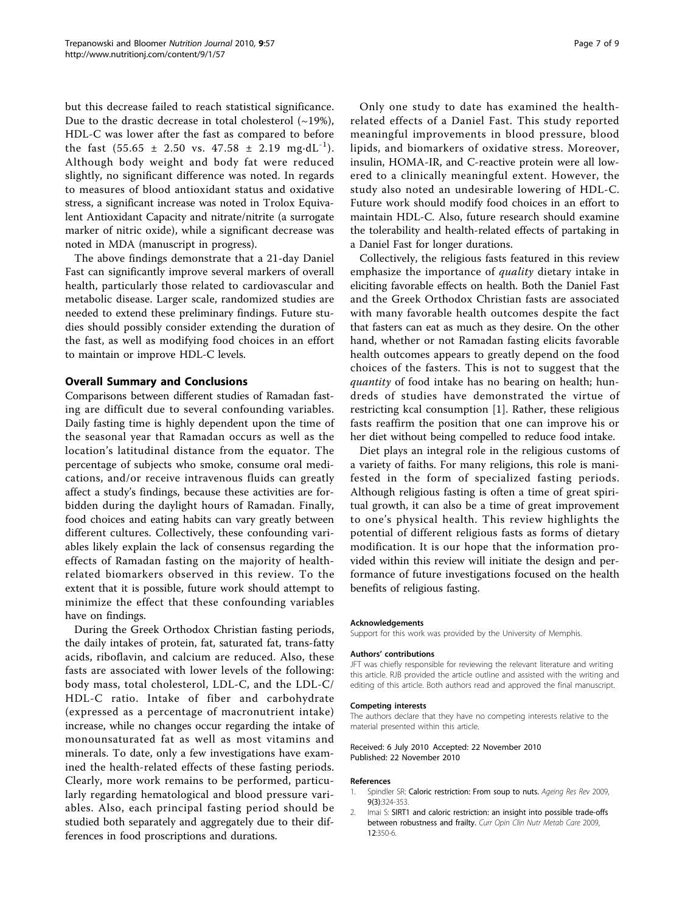but this decrease failed to reach statistical significance. Due to the drastic decrease in total cholesterol (~19%), HDL-C was lower after the fast as compared to before the fast ($55.65 \pm 2.50$ vs. $47.58 \pm 2.19$ $mg \cdot dL^{-1}$). Although body weight and body fat were reduced slightly, no significant difference was noted. In regards to measures of blood antioxidant status and oxidative stress, a significant increase was noted in Trolox Equivalent Antioxidant Capacity and nitrate/nitrite (a surrogate marker of nitric oxide), while a significant decrease was noted in MDA (manuscript in progress).

The above findings demonstrate that a 21-day Daniel Fast can significantly improve several markers of overall health, particularly those related to cardiovascular and metabolic disease. Larger scale, randomized studies are needed to extend these preliminary findings. Future studies should possibly consider extending the duration of the fast, as well as modifying food choices in an effort to maintain or improve HDL-C levels.

## Overall Summary and Conclusions

Comparisons between different studies of Ramadan fasting are difficult due to several confounding variables. Daily fasting time is highly dependent upon the time of the seasonal year that Ramadan occurs as well as the location's latitudinal distance from the equator. The percentage of subjects who smoke, consume oral medications, and/or receive intravenous fluids can greatly affect a study's findings, because these activities are forbidden during the daylight hours of Ramadan. Finally, food choices and eating habits can vary greatly between different cultures. Collectively, these confounding variables likely explain the lack of consensus regarding the effects of Ramadan fasting on the majority of health-related biomarkers observed in this review. To the extent that it is possible, future work should attempt to minimize the effect that these confounding variables have on findings.

During the Greek Orthodox Christian fasting periods, the daily intakes of protein, fat, saturated fat, trans-fatty acids, riboflavin, and calcium are reduced. Also, these fasts are associated with lower levels of the following: body mass, total cholesterol, LDL-C, and the LDL-C/HDL-C ratio. Intake of fiber and carbohydrate (expressed as a percentage of macronutrient intake) increase, while no changes occur regarding the intake of monounsaturated fat as well as most vitamins and minerals. To date, only a few investigations have examined the health-related effects of these fasting periods. Clearly, more work remains to be performed, particularly regarding hematological and blood pressure variables. Also, each principal fasting period should be studied both separately and aggregately due to their differences in food proscriptions and durations.

Only one study to date has examined the health-related effects of a Daniel Fast. This study reported meaningful improvements in blood pressure, blood lipids, and biomarkers of oxidative stress. Moreover, insulin, HOMA-IR, and C-reactive protein were all lowered to a clinically meaningful extent. However, the study also noted an undesirable lowering of HDL-C. Future work should modify food choices in an effort to maintain HDL-C. Also, future research should examine the tolerability and health-related effects of partaking in a Daniel Fast for longer durations.

Collectively, the religious fasts featured in this review emphasize the importance of *quality* dietary intake in eliciting favorable effects on health. Both the Daniel Fast and the Greek Orthodox Christian fasts are associated with many favorable health outcomes despite the fact that fasters can eat as much as they desire. On the other hand, whether or not Ramadan fasting elicits favorable health outcomes appears to greatly depend on the food choices of the fasters. This is not to suggest that the *quantity* of food intake has no bearing on health; hundreds of studies have demonstrated the virtue of restricting kcal consumption [1]. Rather, these religious fasts reaffirm the position that one can improve his or her diet without being compelled to reduce food intake.

Diet plays an integral role in the religious customs of a variety of faiths. For many religions, this role is manifested in the form of specialized fasting periods. Although religious fasting is often a time of great spiritual growth, it can also be a time of great improvement to one's physical health. This review highlights the potential of different religious fasts as forms of dietary modification. It is our hope that the information provided within this review will initiate the design and performance of future investigations focused on the health benefits of religious fasting.

#### Acknowledgements

Support for this work was provided by the University of Memphis.

#### Authors' contributions

JFT was chiefly responsible for reviewing the relevant literature and writing this article. RJB provided the article outline and assisted with the writing and editing of this article. Both authors read and approved the final manuscript.

#### Competing interests

The authors declare that they have no competing interests relative to the material presented within this article.

Received: 6 July 2010 Accepted: 22 November 2010
Published: 22 November 2010

#### References

1. Spindler SR: **Caloric restriction: From soup to nuts.** *Ageing Res Rev* 2009, **9(3)**:324-353.
2. Imai S: **SIRT1 and caloric restriction: an insight into possible trade-offs between robustness and frailty.** *Curr Opin Clin Nutr Metab Care* 2009, **12**:350-6.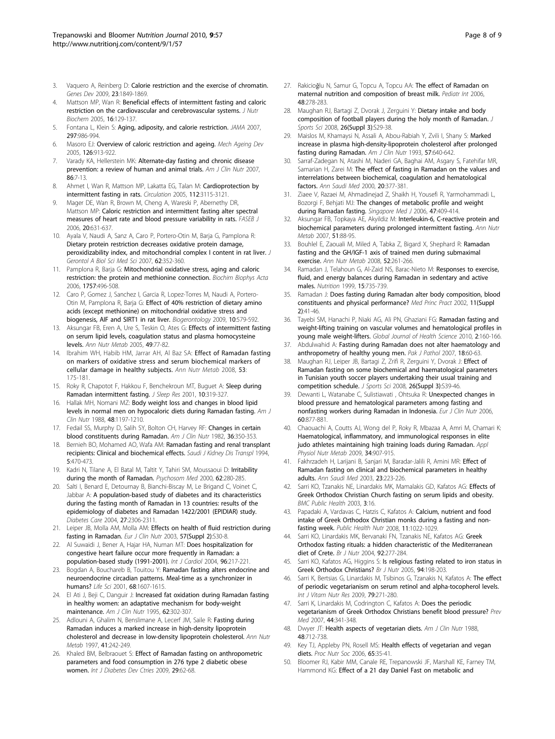3. Vaquero A, Reinberg D: **Calorie restriction and the exercise of chromatin.** *Genes Dev* 2009, **23**:1849-1869.
4. Mattson MP, Wan R: **Beneficial effects of intermittent fasting and caloric restriction on the cardiovascular and cerebrovascular systems.** *J Nutr Biochem* 2005, **16**:129-137.
5. Fontana L, Klein S: **Aging, adiposity, and calorie restriction.** *JAMA* 2007, **297**:986-994.
6. Masoro EJ: **Overview of caloric restriction and ageing.** *Mech Ageing Dev* 2005, **126**:913-922.
7. Varady KA, Hellerstein MK: **Alternate-day fasting and chronic disease prevention: a review of human and animal trials.** *Am J Clin Nutr* 2007, **86**:7-13.
8. Ahmet I, Wan R, Mattson MP, Lakatta EG, Talan M: **Cardioprotection by intermittent fasting in rats.** *Circulation* 2005, **112**:3115-3121.
9. Mager DE, Wan R, Brown M, Cheng A, Wareski P, Abernethy DR, Mattson MP: **Caloric restriction and intermittent fasting alter spectral measures of heart rate and blood pressure variability in rats.** *FASEB J* 2006, **20**:631-637.
10. Ayala V, Naudi A, Sanz A, Caro P, Portero-Otin M, Barja G, Pamplona R: **Dietary protein restriction decreases oxidative protein damage, peroxidizability index, and mitochondrial complex I content in rat liver.** *J Gerontol A Biol Sci Med Sci* 2007, **62**:352-360.
11. Pamplona R, Barja G: **Mitochondrial oxidative stress, aging and caloric restriction: the protein and methionine connection.** *Biochim Biophys Acta* 2006, **1757**:496-508.
12. Caro P, Gomez J, Sanchez I, Garcia R, Lopez-Torres M, Naudi A, Portero-Otin M, Pamplona R, Barja G: **Effect of 40% restriction of dietary amino acids (except methionine) on mitochondrial oxidative stress and biogenesis, AIF and SIRT1 in rat liver.** *Biogerontology* 2009, **10**:579-592.
13. Aksungar FB, Eren A, Ure S, Teskin O, Ates G: **Effects of intermittent fasting on serum lipid levels, coagulation status and plasma homocysteine levels.** *Ann Nutr Metab* 2005, **49**:77-82.
14. Ibrahim WH, Habib HM, Jarrar AH, Al Baz SA: **Effect of Ramadan fasting on markers of oxidative stress and serum biochemical markers of cellular damage in healthy subjects.** *Ann Nutr Metab* 2008, **53**: 175-181.
15. Roky R, Chapotot F, Hakkou F, Benchekroun MT, Buguet A: **Sleep during Ramadan intermittent fasting.** *J Sleep Res* 2001, **10**:319-327.
16. Hallak MH, Nomani MZ: **Body weight loss and changes in blood lipid levels in normal men on hypocaloric diets during Ramadan fasting.** *Am J Clin Nutr* 1988, **48**:1197-1210.
17. Fedail SS, Murphy D, Salih SY, Bolton CH, Harvey RF: **Changes in certain blood constituents during Ramadan.** *Am J Clin Nutr* 1982, **36**:350-353.
18. Bernieh BO, Mohamed AO, Wafa AM: **Ramadan fasting and renal transplant recipients: Clinical and biochemical effects.** *Saudi J Kidney Dis Transpl* 1994, **5**:470-473.
19. Kadri N, Tilane A, El Batal M, Taltit Y, Tahiri SM, Moussaoui D: **Irritability during the month of Ramadan.** *Psychosom Med* 2000, **62**:280-285.
20. Salti I, Benard E, Detournay B, Bianchi-Biscay M, Le Brigand C, Voinet C, Jabbar A: **A population-based study of diabetes and its characteristics during the fasting month of Ramadan in 13 countries: results of the epidemiology of diabetes and Ramadan 1422/2001 (EPIDIAR) study.** *Diabetes Care* 2004, **27**:2306-2311.
21. Leiper JB, Molla AM, Molla AM: **Effects on health of fluid restriction during fasting in Ramadan.** *Eur J Clin Nutr* 2003, **57(Suppl 2)**:S30-8.
22. Al Suwaidi J, Bener A, Hajar HA, Numan MT: **Does hospitalization for congestive heart failure occur more frequently in Ramadan: a population-based study (1991-2001).** *Int J Cardiol* 2004, **96**:217-221.
23. Bogdan A, Bouchareb B, Touitou Y: **Ramadan fasting alters endocrine and neuroendocrine circadian patterns. Meal-time as a synchronizer in humans?** *Life Sci* 2001, **68**:1607-1615.
24. El Ati J, Beji C, Danguir J: **Increased fat oxidation during Ramadan fasting in healthy women: an adaptative mechanism for body-weight maintenance.** *Am J Clin Nutr* 1995, **62**:302-307.
25. Adlouni A, Ghalim N, Benslimane A, Lecerf JM, Saile R: **Fasting during Ramadan induces a marked increase in high-density lipoprotein cholesterol and decrease in low-density lipoprotein cholesterol.** *Ann Nutr Metab* 1997, **41**:242-249.
26. Khaled BM, Belbraouet S: **Effect of Ramadan fasting on anthropometric parameters and food consumption in 276 type 2 diabetic obese women.** *Int J Diabetes Dev Ctries* 2009, **29**:62-68.
27. Rakicioğlu N, Samur G, Topcu A, Topcu AA: **The effect of Ramadan on maternal nutrition and composition of breast milk.** *Pediatr Int* 2006, **48**:278-283.
28. Maughan RJ, Bartagi Z, Dvorak J, Zerguini Y: **Dietary intake and body composition of football players during the holy month of Ramadan.** *J Sports Sci* 2008, **26(Suppl 3)**:S29-38.
29. Maislos M, Khamaysi N, Assali A, Abou-Rabiah Y, Zvili I, Shany S: **Marked increase in plasma high-density-lipoprotein cholesterol after prolonged fasting during Ramadan.** *Am J Clin Nutr* 1993, **57**:640-642.
30. Sarraf-Zadegan N, Atashi M, Naderi GA, Baghai AM, Asgary S, Fatehifar MR, Samarian H, Zarei M: **The effect of fasting in Ramadan on the values and interrelations between biochemical, coagulation and hematological factors.** *Ann Saudi Med* 2000, **20**:377-381.
31. Ziaee V, Razaei M, Ahmadinejad Z, Shaikh H, Yousefi R, Yarmohammadi L, Bozorgi F, Behjati MJ: **The changes of metabolic profile and weight during Ramadan fasting.** *Singapore Med J* 2006, **47**:409-414.
32. Aksungar FB, Topkaya AE, Akyildiz M: **Interleukin-6, C-reactive protein and biochemical parameters during prolonged intermittent fasting.** *Ann Nutr Metab* 2007, **51**:88-95.
33. Bouhlel E, Zaouali M, Miled A, Tabka Z, Bigard X, Shephard R: **Ramadan fasting and the GH/IGF-1 axis of trained men during submaximal exercise.** *Ann Nutr Metab* 2008, **52**:261-266.
34. Ramadan J, Telahoun G, Al-Zaid NS, Barac-Nieto M: **Responses to exercise, fluid, and energy balances during Ramadan in sedentary and active males.** *Nutrition* 1999, **15**:735-739.
35. Ramadan J: **Does fasting during Ramadan alter body composition, blood constituents and physical performance?** *Med Princ Pract* 2002, **11(Suppl 2)**:41-46.
36. Tayebi SM, Hanachi P, Niaki AG, Ali PN, Ghaziani FG: **Ramadan fasting and weight-lifting training on vascular volumes and hematological profiles in young male weight-lifters.** *Global Journal of Health Science* 2010, **2**:160-166.
37. Abdulwahid A: **Fasting during Ramadan does not alter haematology and anthropometry of healthy young men.** *Pak J Pathol* 2007, **18**:60-63.
38. Maughan RJ, Leiper JB, Bartagi Z, Zrifi R, Zerguini Y, Dvorak J: **Effect of Ramadan fasting on some biochemical and haematological parameters in Tunisian youth soccer players undertaking their usual training and competition schedule.** *J Sports Sci* 2008, **26(Suppl 3)**:S39-46.
39. Dewanti L, Watanabe C, Sulistiawati , Ohtsuka R: **Unexpected changes in blood pressure and hematological parameters among fasting and nonfasting workers during Ramadan in Indonesia.** *Eur J Clin Nutr* 2006, **60**:877-881.
40. Chaouachi A, Coutts AJ, Wong del P, Roky R, Mbazaa A, Amri M, Chamari K: **Haematological, inflammatory, and immunological responses in elite judo athletes maintaining high training loads during Ramadan.** *Appl Physiol Nutr Metab* 2009, **34**:907-915.
41. Fakhrzadeh H, Larijani B, Sanjari M, Baradar-Jalili R, Amini MR: **Effect of Ramadan fasting on clinical and biochemical parameters in healthy adults.** *Ann Saudi Med* 2003, **23**:223-226.
42. Sarri KO, Tzanakis NE, Linardakis MK, Mamalakis GD, Kafatos AG: **Effects of Greek Orthodox Christian Church fasting on serum lipids and obesity.** *BMC Public Health* 2003, **3**:16.
43. Papadaki A, Vardavas C, Hatzis C, Kafatos A: **Calcium, nutrient and food intake of Greek Orthodox Christian monks during a fasting and non-fasting week.** *Public Health Nutr* 2008, **11**:1022-1029.
44. Sarri KO, Linardakis MK, Bervanaki FN, Tzanakis NE, Kafatos AG: **Greek Orthodox fasting rituals: a hidden characteristic of the Mediterranean diet of Crete.** *Br J Nutr* 2004, **92**:277-284.
45. Sarri KO, Kafatos AG, Higgins S: **Is religious fasting related to iron status in Greek Orthodox Christians?** *Br J Nutr* 2005, **94**:198-203.
46. Sarri K, Bertsias G, Linardakis M, Tsibinos G, Tzanakis N, Kafatos A: **The effect of periodic vegetarianism on serum retinol and alpha-tocopherol levels.** *Int J Vitam Nutr Res* 2009, **79**:271-280.
47. Sarri K, Linardakis M, Codrington C, Kafatos A: **Does the periodic vegetarianism of Greek Orthodox Christians benefit blood pressure?** *Prev Med* 2007, **44**:341-348.
48. Dwyer JT: **Health aspects of vegetarian diets.** *Am J Clin Nutr* 1988, **48**:712-738.
49. Key TJ, Appleby PN, Rosell MS: **Health effects of vegetarian and vegan diets.** *Proc Nutr Soc* 2006, **65**:35-41.
50. Bloomer RJ, Kabir MM, Canale RE, Trepanowski JF, Marshall KE, Farney TM, Hammond KG: **Effect of a 21 day Daniel Fast on metabolic and**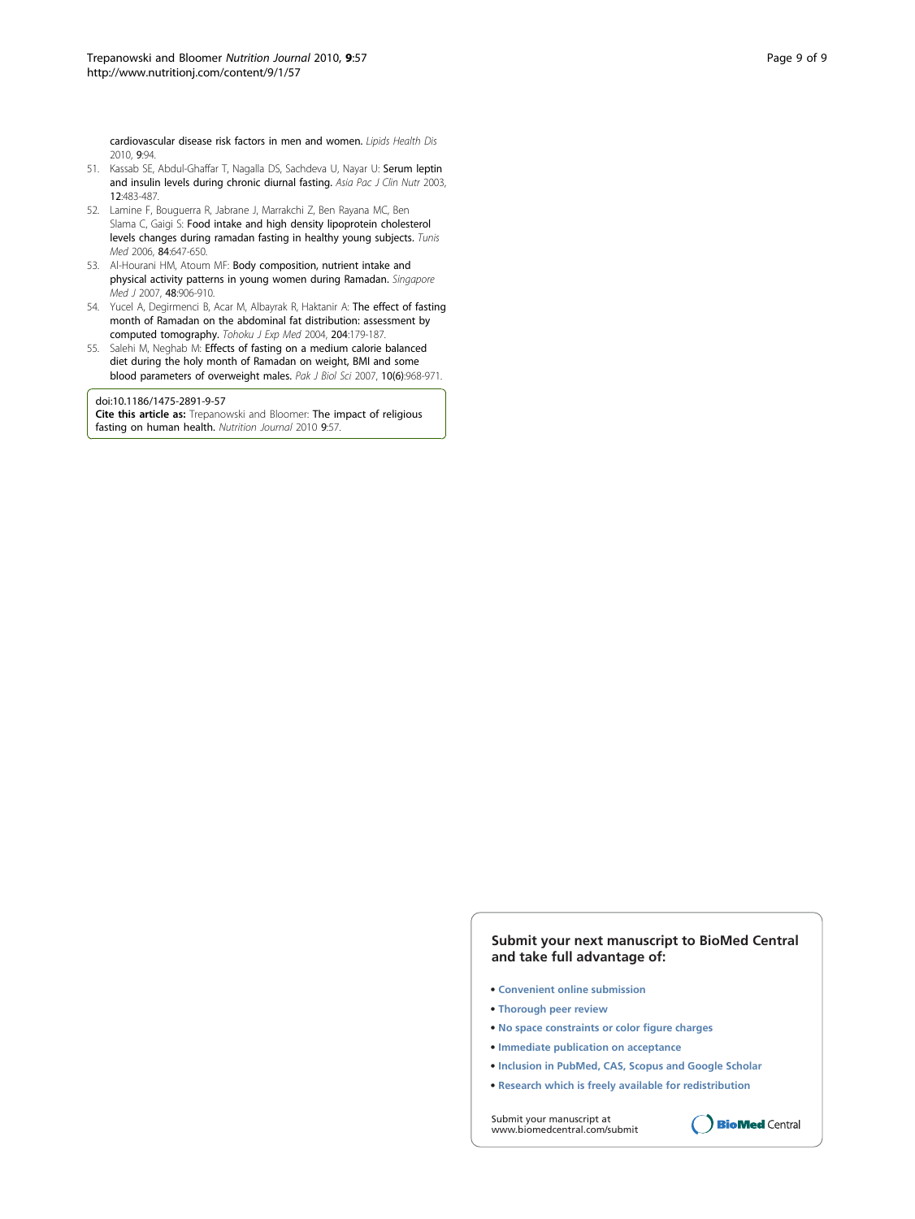cardiovascular disease risk factors in men and women. *Lipids Health Dis* 2010, **9**:94.

51. Kassab SE, Abdul-Ghaffar T, Nagalla DS, Sachdeva U, Nayar U: **Serum leptin and insulin levels during chronic diurnal fasting.** *Asia Pac J Clin Nutr* 2003, **12**:483-487.
52. Lamine F, Bouguerra R, Jabrane J, Marrakchi Z, Ben Rayana MC, Ben Slama C, Gaigi S: **Food intake and high density lipoprotein cholesterol levels changes during ramadan fasting in healthy young subjects.** *Tunis Med* 2006, **84**:647-650.
53. Al-Hourani HM, Atoum MF: **Body composition, nutrient intake and physical activity patterns in young women during Ramadan.** *Singapore Med J* 2007, **48**:906-910.
54. Yucel A, Degirmenci B, Acar M, Albayrak R, Haktanir A: **The effect of fasting month of Ramadan on the abdominal fat distribution: assessment by computed tomography.** *Tohoku J Exp Med* 2004, **204**:179-187.
55. Salehi M, Neghab M: **Effects of fasting on a medium calorie balanced diet during the holy month of Ramadan on weight, BMI and some blood parameters of overweight males.** *Pak J Biol Sci* 2007, **10(6)**:968-971.

doi:10.1186/1475-2891-9-57
**Cite this article as:** Trepanowski and Bloomer: **The impact of religious fasting on human health.** *Nutrition Journal* 2010 **9**:57.

**Submit your next manuscript to BioMed Central and take full advantage of:**

- **Convenient online submission**
- **Thorough peer review**
- **No space constraints or color figure charges**
- **Immediate publication on acceptance**
- **Inclusion in PubMed, CAS, Scopus and Google Scholar**
- **Research which is freely available for redistribution**

Submit your manuscript at
www.biomedcentral.com/submit

BioMed Central